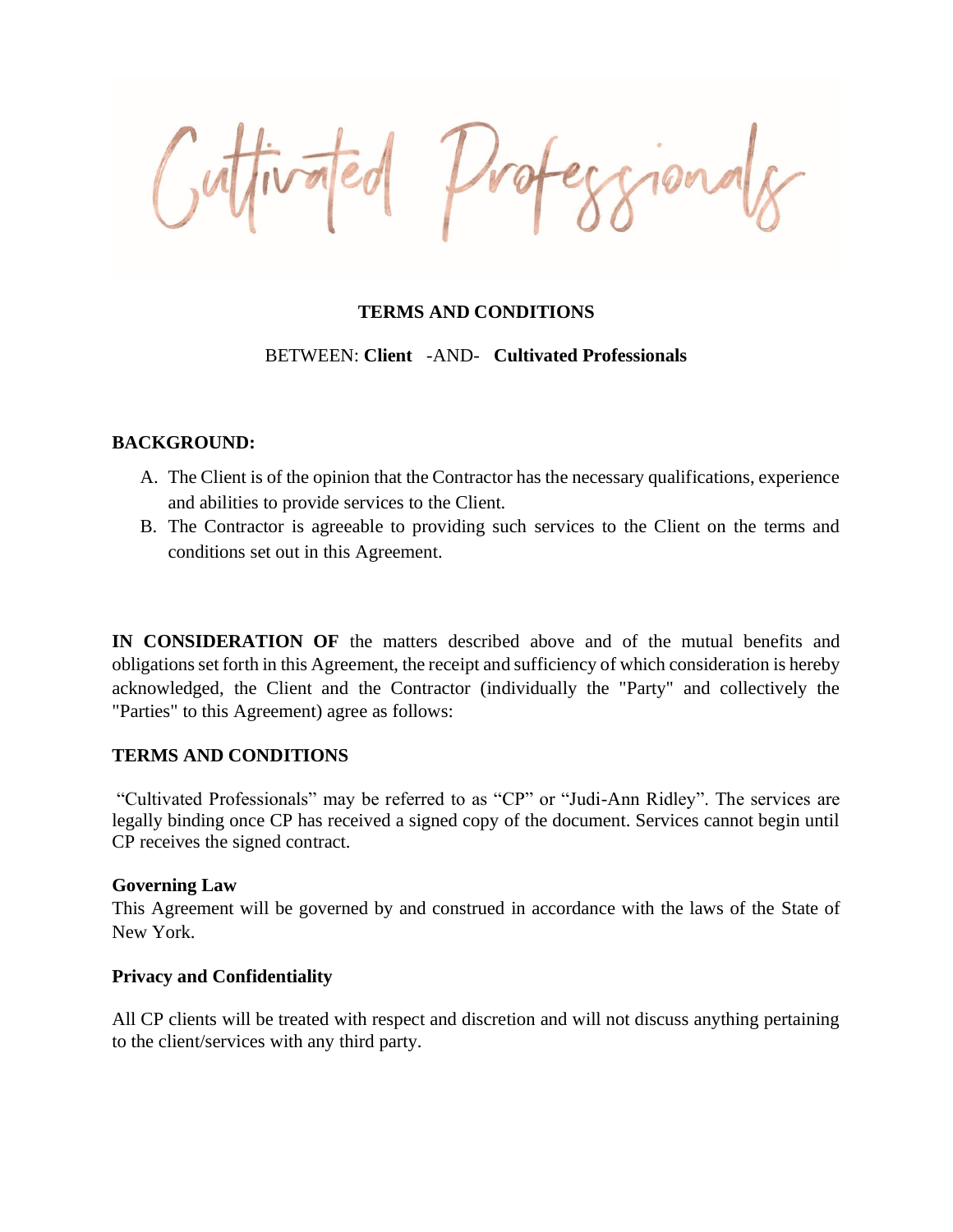Cultivated Professionals

**TERMS AND CONDITIONS**

BETWEEN: **Client** -AND- **Cultivated Professionals**

**BACKGROUND:**

A. The Client is of the opinion that the Contractor has the necessary qualifications, experience and abilities to provide services to the Client.
B. The Contractor is agreeable to providing such services to the Client on the terms and conditions set out in this Agreement.

**IN CONSIDERATION OF** the matters described above and of the mutual benefits and obligations set forth in this Agreement, the receipt and sufficiency of which consideration is hereby acknowledged, the Client and the Contractor (individually the "Party" and collectively the "Parties" to this Agreement) agree as follows:

**TERMS AND CONDITIONS**

"Cultivated Professionals" may be referred to as "CP" or "Judi-Ann Ridley". The services are legally binding once CP has received a signed copy of the document. Services cannot begin until CP receives the signed contract.

**Governing Law**

This Agreement will be governed by and construed in accordance with the laws of the State of New York.

**Privacy and Confidentiality**

All CP clients will be treated with respect and discretion and will not discuss anything pertaining to the client/services with any third party.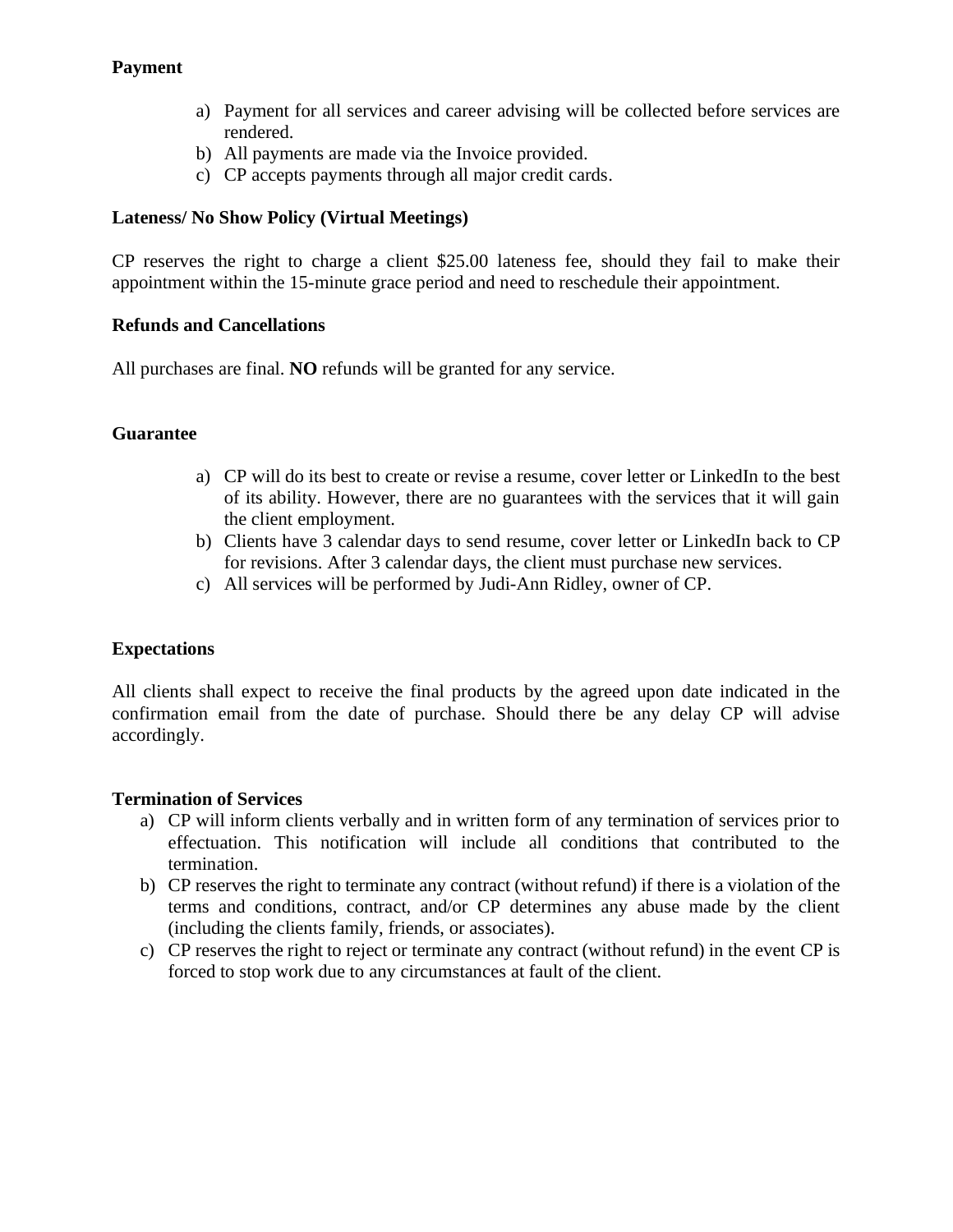**Payment**

a) Payment for all services and career advising will be collected before services are rendered.
b) All payments are made via the Invoice provided.
c) CP accepts payments through all major credit cards.

**Lateness/ No Show Policy (Virtual Meetings)**

CP reserves the right to charge a client $25.00 lateness fee, should they fail to make their appointment within the 15-minute grace period and need to reschedule their appointment.

**Refunds and Cancellations**

All purchases are final. **NO** refunds will be granted for any service.

**Guarantee**

a) CP will do its best to create or revise a resume, cover letter or LinkedIn to the best of its ability. However, there are no guarantees with the services that it will gain the client employment.
b) Clients have 3 calendar days to send resume, cover letter or LinkedIn back to CP for revisions. After 3 calendar days, the client must purchase new services.
c) All services will be performed by Judi-Ann Ridley, owner of CP.

**Expectations**

All clients shall expect to receive the final products by the agreed upon date indicated in the confirmation email from the date of purchase. Should there be any delay CP will advise accordingly.

**Termination of Services**

a) CP will inform clients verbally and in written form of any termination of services prior to effectuation. This notification will include all conditions that contributed to the termination.
b) CP reserves the right to terminate any contract (without refund) if there is a violation of the terms and conditions, contract, and/or CP determines any abuse made by the client (including the clients family, friends, or associates).
c) CP reserves the right to reject or terminate any contract (without refund) in the event CP is forced to stop work due to any circumstances at fault of the client.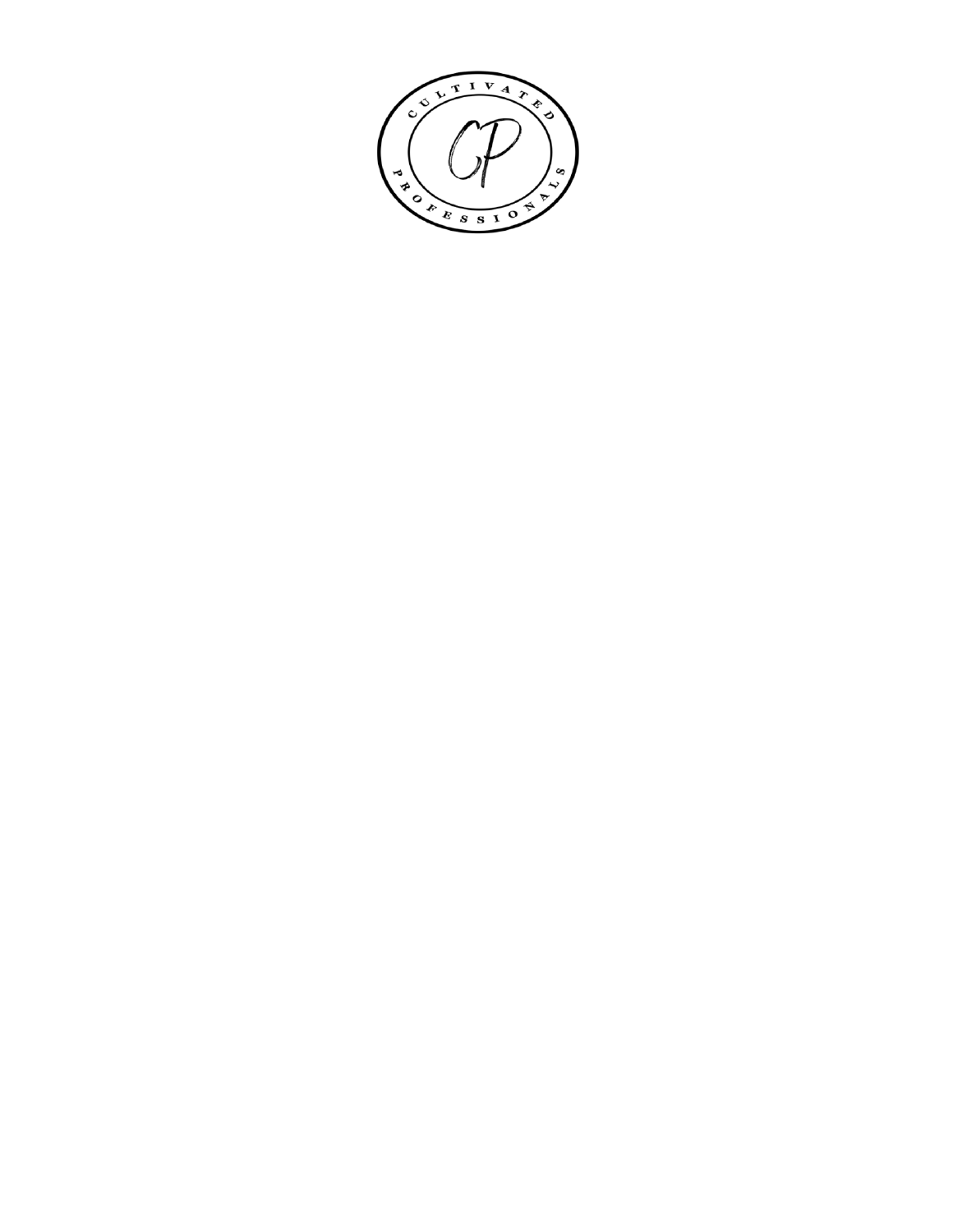CULTIVATED

CP

PROFESSIONALS